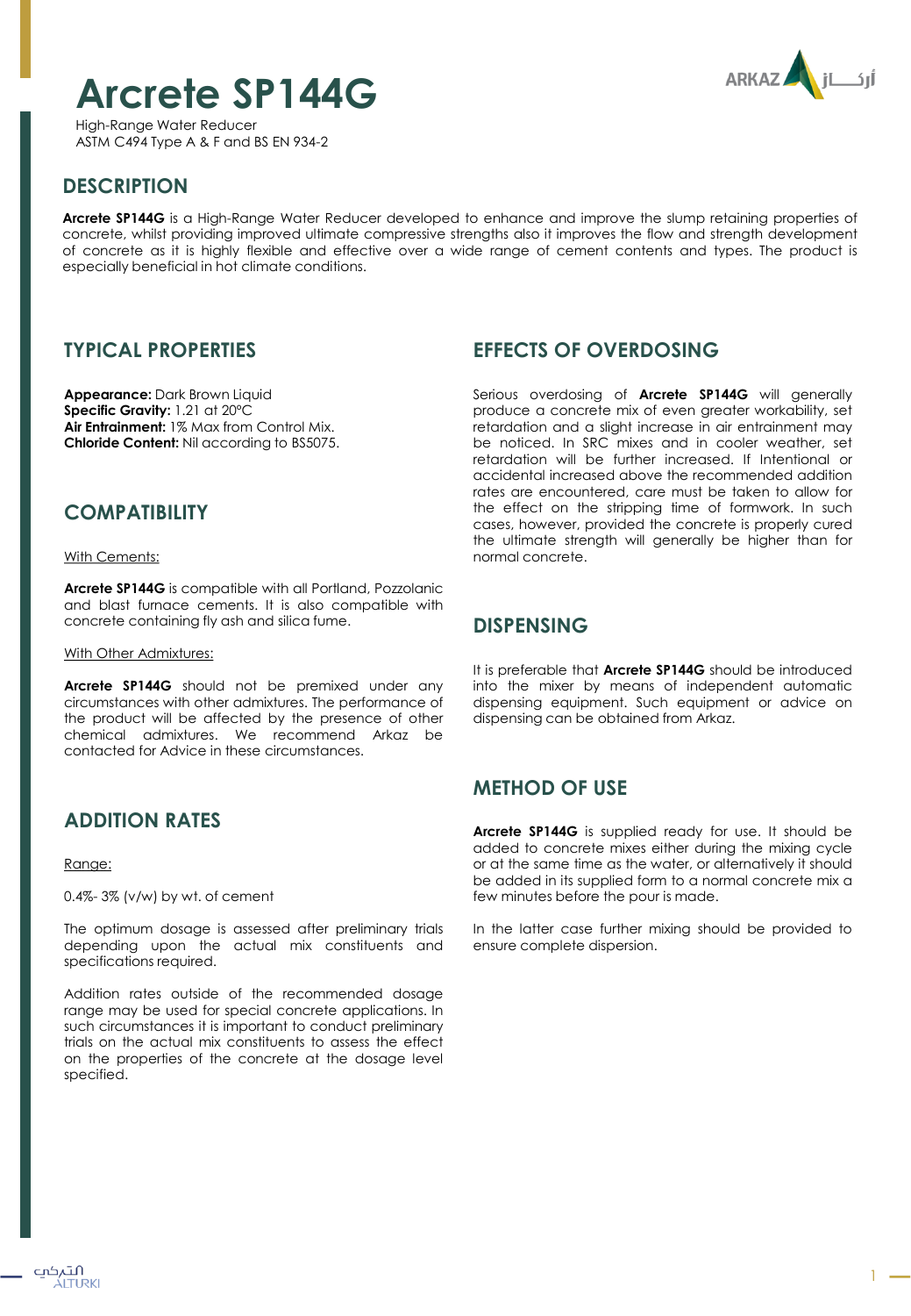# Arcrete SP144G

High-Range Water Reducer
ASTM C494 Type A & F and BS EN 934-2

## DESCRIPTION

**Arcrete SP144G** is a High-Range Water Reducer developed to enhance and improve the slump retaining properties of concrete, whilst providing improved ultimate compressive strengths also it improves the flow and strength development of concrete as it is highly flexible and effective over a wide range of cement contents and types. The product is especially beneficial in hot climate conditions.

## TYPICAL PROPERTIES

**Appearance:** Dark Brown Liquid
**Specific Gravity:** 1.21 at 20°C
**Air Entrainment:** 1% Max from Control Mix.
**Chloride Content:** Nil according to BS5075.

## COMPATIBILITY

With Cements:

**Arcrete SP144G** is compatible with all Portland, Pozzolanic and blast furnace cements. It is also compatible with concrete containing fly ash and silica fume.

With Other Admixtures:

**Arcrete SP144G** should not be premixed under any circumstances with other admixtures. The performance of the product will be affected by the presence of other chemical admixtures. We recommend Arkaz be contacted for Advice in these circumstances.

## ADDITION RATES

Range:

0.4%- 3% (v/w) by wt. of cement

The optimum dosage is assessed after preliminary trials depending upon the actual mix constituents and specifications required.

Addition rates outside of the recommended dosage range may be used for special concrete applications. In such circumstances it is important to conduct preliminary trials on the actual mix constituents to assess the effect on the properties of the concrete at the dosage level specified.

## EFFECTS OF OVERDOSING

Serious overdosing of **Arcrete SP144G** will generally produce a concrete mix of even greater workability, set retardation and a slight increase in air entrainment may be noticed. In SRC mixes and in cooler weather, set retardation will be further increased. If Intentional or accidental increased above the recommended addition rates are encountered, care must be taken to allow for the effect on the stripping time of formwork. In such cases, however, provided the concrete is properly cured the ultimate strength will generally be higher than for normal concrete.

## DISPENSING

It is preferable that **Arcrete SP144G** should be introduced into the mixer by means of independent automatic dispensing equipment. Such equipment or advice on dispensing can be obtained from Arkaz.

## METHOD OF USE

**Arcrete SP144G** is supplied ready for use. It should be added to concrete mixes either during the mixing cycle or at the same time as the water, or alternatively it should be added in its supplied form to a normal concrete mix a few minutes before the pour is made.

In the latter case further mixing should be provided to ensure complete dispersion.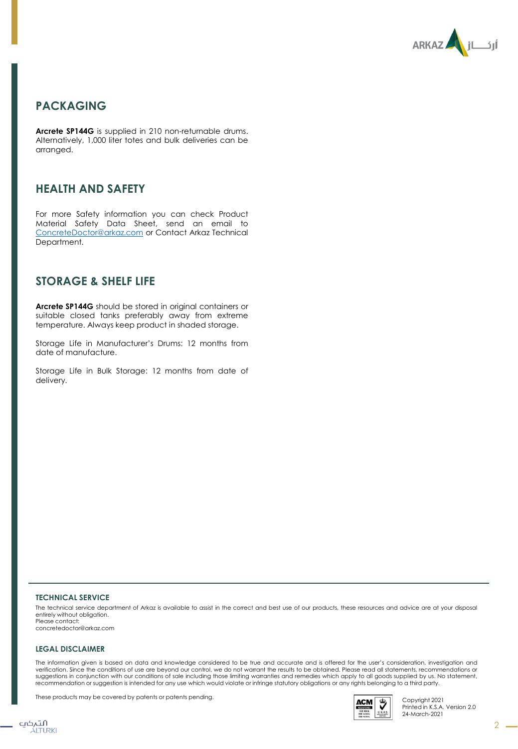## PACKAGING

**Arcrete SP144G** is supplied in 210 non-returnable drums. Alternatively, 1,000 liter totes and bulk deliveries can be arranged.

## HEALTH AND SAFETY

For more Safety information you can check Product Material Safety Data Sheet, send an email to ConcreteDoctor@arkaz.com or Contact Arkaz Technical Department.

## STORAGE & SHELF LIFE

**Arcrete SP144G** should be stored in original containers or suitable closed tanks preferably away from extreme temperature. Always keep product in shaded storage.

Storage Life in Manufacturer's Drums: 12 months from date of manufacture.

Storage Life in Bulk Storage: 12 months from date of delivery.

### TECHNICAL SERVICE

The technical service department of Arkaz is available to assist in the correct and best use of our products, these resources and advice are at your disposal entirely without obligation.
Please contact:
concretedoctor@arkaz.com

### LEGAL DISCLAIMER

The information given is based on data and knowledge considered to be true and accurate and is offered for the user's consideration, investigation and verification. Since the conditions of use are beyond our control, we do not warrant the results to be obtained. Please read all statements, recommendations or suggestions in conjunction with our conditions of sale including those limiting warranties and remedies which apply to all goods supplied by us. No statement, recommendation or suggestion is intended for any use which would violate or infringe statutory obligations or any rights belonging to a third party.

These products may be covered by patents or patents pending.

Copyright 2021
Printed in K.S.A. Version 2.0
24-March-2021